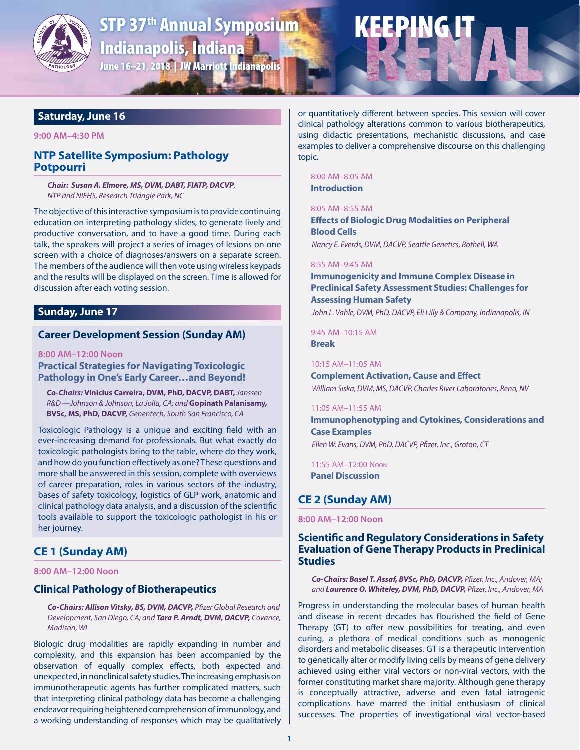# STP 37th Annual Symposium

# Indianapolis, Indiana

June 16–21, 2018 | JW Marriott Indianapolis

KEEPING IT RENAL

## Saturday, June 16

**9:00 AM–4:30 PM**

### NTP Satellite Symposium: Pathology Potpourri

***Chair: Susan A. Elmore, MS, DVM, DABT, FIATP, DACVP**, NTP and NIEHS, Research Triangle Park, NC*

The objective of this interactive symposium is to provide continuing education on interpreting pathology slides, to generate lively and productive conversation, and to have a good time. During each talk, the speakers will project a series of images of lesions on one screen with a choice of diagnoses/answers on a separate screen. The members of the audience will then vote using wireless keypads and the results will be displayed on the screen. Time is allowed for discussion after each voting session.

## Sunday, June 17

### Career Development Session (Sunday AM)

**8:00 AM–12:00 Noon**

**Practical Strategies for Navigating Toxicologic Pathology in One's Early Career…and Beyond!**

***Co-Chairs:* Vinicius Carreira, DVM, PhD, DACVP, DABT,** *Janssen R&D —Johnson & Johnson, La Jolla, CA; and* **Gopinath Palanisamy, BVSc, MS, PhD, DACVP,** *Genentech, South San Francisco, CA*

Toxicologic Pathology is a unique and exciting field with an ever-increasing demand for professionals. But what exactly do toxicologic pathologists bring to the table, where do they work, and how do you function effectively as one? These questions and more shall be answered in this session, complete with overviews of career preparation, roles in various sectors of the industry, bases of safety toxicology, logistics of GLP work, anatomic and clinical pathology data analysis, and a discussion of the scientific tools available to support the toxicologic pathologist in his or her journey.

### CE 1 (Sunday AM)

**8:00 AM–12:00 Noon**

### Clinical Pathology of Biotherapeutics

***Co-Chairs: Allison Vitsky, BS, DVM, DACVP,** Pfizer Global Research and Development, San Diego, CA; and **Tara P. Arndt, DVM, DACVP,** Covance, Madison, WI*

Biologic drug modalities are rapidly expanding in number and complexity, and this expansion has been accompanied by the observation of equally complex effects, both expected and unexpected, in nonclinical safety studies. The increasing emphasis on immunotherapeutic agents has further complicated matters, such that interpreting clinical pathology data has become a challenging endeavor requiring heightened comprehension of immunology, and a working understanding of responses which may be qualitatively or quantitatively different between species. This session will cover clinical pathology alterations common to various biotherapeutics, using didactic presentations, mechanistic discussions, and case examples to deliver a comprehensive discourse on this challenging topic.

8:00 AM–8:05 AM
**Introduction**

8:05 AM–8:55 AM
**Effects of Biologic Drug Modalities on Peripheral Blood Cells**
*Nancy E. Everds, DVM, DACVP, Seattle Genetics, Bothell, WA*

8:55 AM–9:45 AM
**Immunogenicity and Immune Complex Disease in Preclinical Safety Assessment Studies: Challenges for Assessing Human Safety**
*John L. Vahle, DVM, PhD, DACVP, Eli Lilly & Company, Indianapolis, IN*

9:45 AM–10:15 AM
**Break**

10:15 AM–11:05 AM
**Complement Activation, Cause and Effect**
*William Siska, DVM, MS, DACVP, Charles River Laboratories, Reno, NV*

11:05 AM–11:55 AM
**Immunophenotyping and Cytokines, Considerations and Case Examples**
*Ellen W. Evans, DVM, PhD, DACVP, Pfizer, Inc., Groton, CT*

11:55 AM–12:00 Noon
**Panel Discussion**

### CE 2 (Sunday AM)

**8:00 AM–12:00 Noon**

### Scientific and Regulatory Considerations in Safety Evaluation of Gene Therapy Products in Preclinical Studies

***Co-Chairs: Basel T. Assaf, BVSc, PhD, DACVP,** Pfizer, Inc., Andover, MA; and **Laurence O. Whiteley, DVM, PhD, DACVP,** Pfizer, Inc., Andover, MA*

Progress in understanding the molecular bases of human health and disease in recent decades has flourished the field of Gene Therapy (GT) to offer new possibilities for treating, and even curing, a plethora of medical conditions such as monogenic disorders and metabolic diseases. GT is a therapeutic intervention to genetically alter or modify living cells by means of gene delivery achieved using either viral vectors or non-viral vectors, with the former constituting market share majority. Although gene therapy is conceptually attractive, adverse and even fatal iatrogenic complications have marred the initial enthusiasm of clinical successes. The properties of investigational viral vector-based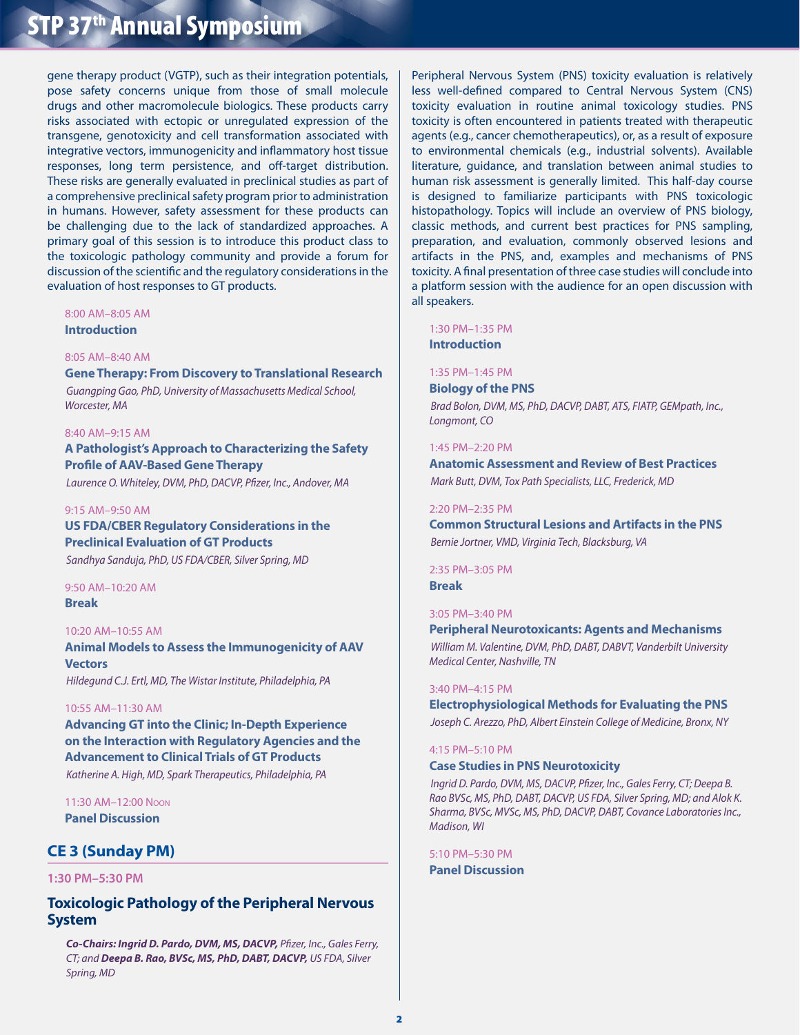gene therapy product (VGTP), such as their integration potentials, pose safety concerns unique from those of small molecule drugs and other macromolecule biologics. These products carry risks associated with ectopic or unregulated expression of the transgene, genotoxicity and cell transformation associated with integrative vectors, immunogenicity and inflammatory host tissue responses, long term persistence, and off-target distribution. These risks are generally evaluated in preclinical studies as part of a comprehensive preclinical safety program prior to administration in humans. However, safety assessment for these products can be challenging due to the lack of standardized approaches. A primary goal of this session is to introduce this product class to the toxicologic pathology community and provide a forum for discussion of the scientific and the regulatory considerations in the evaluation of host responses to GT products.

8:00 AM–8:05 AM
**Introduction**

8:05 AM–8:40 AM
**Gene Therapy: From Discovery to Translational Research**
*Guangping Gao, PhD, University of Massachusetts Medical School, Worcester, MA*

8:40 AM–9:15 AM
**A Pathologist's Approach to Characterizing the Safety Profile of AAV-Based Gene Therapy**
*Laurence O. Whiteley, DVM, PhD, DACVP, Pfizer, Inc., Andover, MA*

9:15 AM–9:50 AM
**US FDA/CBER Regulatory Considerations in the Preclinical Evaluation of GT Products**
*Sandhya Sanduja, PhD, US FDA/CBER, Silver Spring, MD*

9:50 AM–10:20 AM
**Break**

10:20 AM–10:55 AM
**Animal Models to Assess the Immunogenicity of AAV Vectors**
*Hildegund C.J. Ertl, MD, The Wistar Institute, Philadelphia, PA*

10:55 AM–11:30 AM
**Advancing GT into the Clinic; In-Depth Experience on the Interaction with Regulatory Agencies and the Advancement to Clinical Trials of GT Products**
*Katherine A. High, MD, Spark Therapeutics, Philadelphia, PA*

11:30 AM–12:00 Noon
**Panel Discussion**

## CE 3 (Sunday PM)

**1:30 PM–5:30 PM**

### Toxicologic Pathology of the Peripheral Nervous System

***Co-Chairs: Ingrid D. Pardo, DVM, MS, DACVP,*** *Pfizer, Inc., Gales Ferry, CT; and* ***Deepa B. Rao, BVSc, MS, PhD, DABT, DACVP,*** *US FDA, Silver Spring, MD*

Peripheral Nervous System (PNS) toxicity evaluation is relatively less well-defined compared to Central Nervous System (CNS) toxicity evaluation in routine animal toxicology studies. PNS toxicity is often encountered in patients treated with therapeutic agents (e.g., cancer chemotherapeutics), or, as a result of exposure to environmental chemicals (e.g., industrial solvents). Available literature, guidance, and translation between animal studies to human risk assessment is generally limited. This half-day course is designed to familiarize participants with PNS toxicologic histopathology. Topics will include an overview of PNS biology, classic methods, and current best practices for PNS sampling, preparation, and evaluation, commonly observed lesions and artifacts in the PNS, and, examples and mechanisms of PNS toxicity. A final presentation of three case studies will conclude into a platform session with the audience for an open discussion with all speakers.

1:30 PM–1:35 PM
**Introduction**

1:35 PM–1:45 PM
**Biology of the PNS**
*Brad Bolon, DVM, MS, PhD, DACVP, DABT, ATS, FIATP, GEMpath, Inc., Longmont, CO*

1:45 PM–2:20 PM
**Anatomic Assessment and Review of Best Practices**
*Mark Butt, DVM, Tox Path Specialists, LLC, Frederick, MD*

2:20 PM–2:35 PM
**Common Structural Lesions and Artifacts in the PNS**
*Bernie Jortner, VMD, Virginia Tech, Blacksburg, VA*

2:35 PM–3:05 PM
**Break**

3:05 PM–3:40 PM
**Peripheral Neurotoxicants: Agents and Mechanisms**
*William M. Valentine, DVM, PhD, DABT, DABVT, Vanderbilt University Medical Center, Nashville, TN*

3:40 PM–4:15 PM
**Electrophysiological Methods for Evaluating the PNS**
*Joseph C. Arezzo, PhD, Albert Einstein College of Medicine, Bronx, NY*

4:15 PM–5:10 PM
**Case Studies in PNS Neurotoxicity**
*Ingrid D. Pardo, DVM, MS, DACVP, Pfizer, Inc., Gales Ferry, CT; Deepa B. Rao BVSc, MS, PhD, DABT, DACVP, US FDA, Silver Spring, MD; and Alok K. Sharma, BVSc, MVSc, MS, PhD, DACVP, DABT, Covance Laboratories Inc., Madison, WI*

5:10 PM–5:30 PM
**Panel Discussion**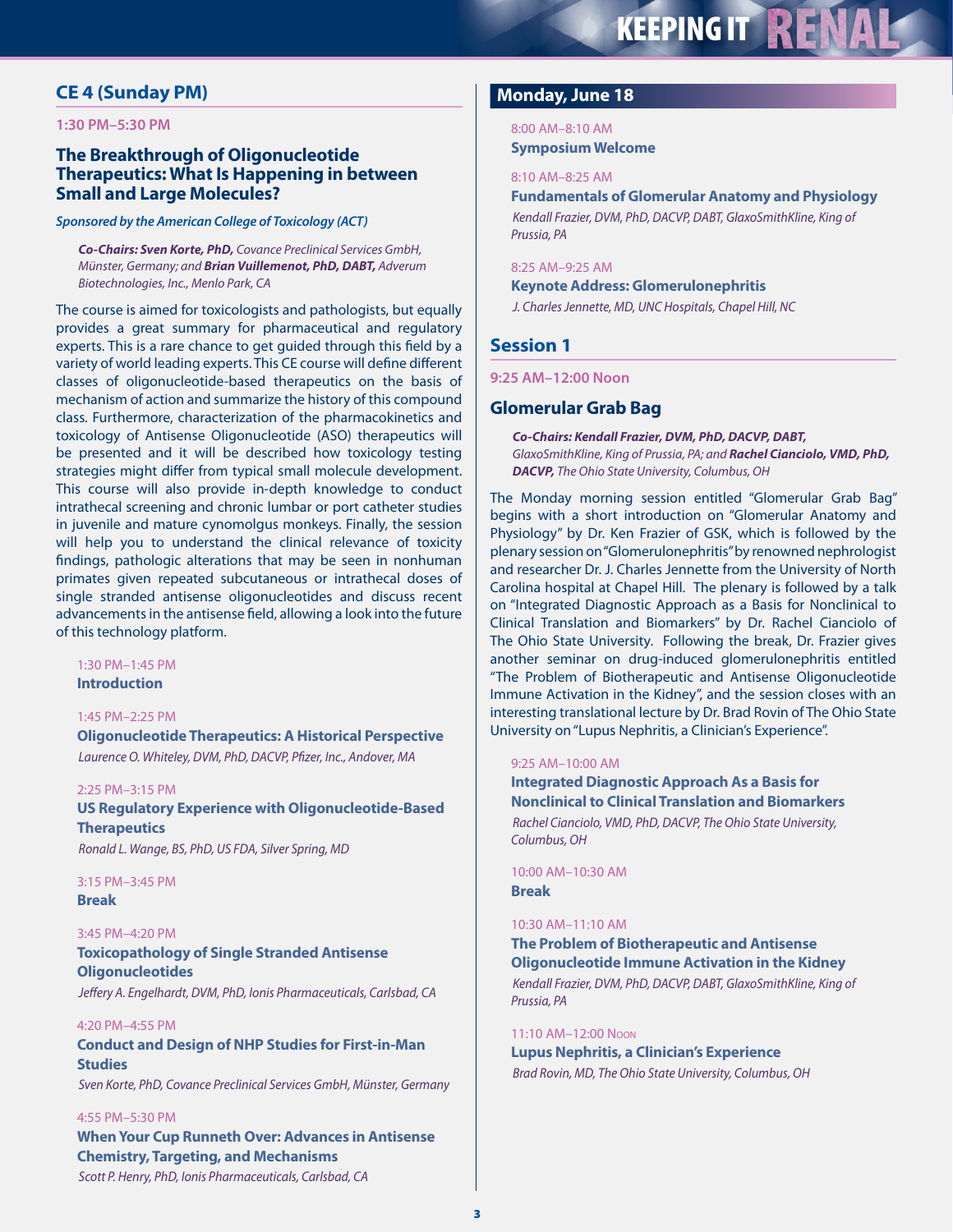## CE 4 (Sunday PM)

**1:30 PM–5:30 PM**

### The Breakthrough of Oligonucleotide Therapeutics: What Is Happening in between Small and Large Molecules?

***Sponsored by the American College of Toxicology (ACT)***

***Co-Chairs: Sven Korte, PhD,*** *Covance Preclinical Services GmbH, Münster, Germany; and* ***Brian Vuillemenot, PhD, DABT,*** *Adverum Biotechnologies, Inc., Menlo Park, CA*

The course is aimed for toxicologists and pathologists, but equally provides a great summary for pharmaceutical and regulatory experts. This is a rare chance to get guided through this field by a variety of world leading experts. This CE course will define different classes of oligonucleotide-based therapeutics on the basis of mechanism of action and summarize the history of this compound class. Furthermore, characterization of the pharmacokinetics and toxicology of Antisense Oligonucleotide (ASO) therapeutics will be presented and it will be described how toxicology testing strategies might differ from typical small molecule development. This course will also provide in-depth knowledge to conduct intrathecal screening and chronic lumbar or port catheter studies in juvenile and mature cynomolgus monkeys. Finally, the session will help you to understand the clinical relevance of toxicity findings, pathologic alterations that may be seen in nonhuman primates given repeated subcutaneous or intrathecal doses of single stranded antisense oligonucleotides and discuss recent advancements in the antisense field, allowing a look into the future of this technology platform.

1:30 PM–1:45 PM
**Introduction**

1:45 PM–2:25 PM
**Oligonucleotide Therapeutics: A Historical Perspective**
*Laurence O. Whiteley, DVM, PhD, DACVP, Pfizer, Inc., Andover, MA*

2:25 PM–3:15 PM
**US Regulatory Experience with Oligonucleotide-Based Therapeutics**
*Ronald L. Wange, BS, PhD, US FDA, Silver Spring, MD*

3:15 PM–3:45 PM
**Break**

3:45 PM–4:20 PM
**Toxicopathology of Single Stranded Antisense Oligonucleotides**
*Jeffery A. Engelhardt, DVM, PhD, Ionis Pharmaceuticals, Carlsbad, CA*

4:20 PM–4:55 PM
**Conduct and Design of NHP Studies for First-in-Man Studies**
*Sven Korte, PhD, Covance Preclinical Services GmbH, Münster, Germany*

4:55 PM–5:30 PM
**When Your Cup Runneth Over: Advances in Antisense Chemistry, Targeting, and Mechanisms**
*Scott P. Henry, PhD, Ionis Pharmaceuticals, Carlsbad, CA*

## Monday, June 18

8:00 AM–8:10 AM
**Symposium Welcome**

8:10 AM–8:25 AM
**Fundamentals of Glomerular Anatomy and Physiology**
*Kendall Frazier, DVM, PhD, DACVP, DABT, GlaxoSmithKline, King of Prussia, PA*

8:25 AM–9:25 AM
**Keynote Address: Glomerulonephritis**
*J. Charles Jennette, MD, UNC Hospitals, Chapel Hill, NC*

## Session 1

**9:25 AM–12:00 Noon**

### Glomerular Grab Bag

***Co-Chairs: Kendall Frazier, DVM, PhD, DACVP, DABT,*** *GlaxoSmithKline, King of Prussia, PA; and* ***Rachel Cianciolo, VMD, PhD, DACVP,*** *The Ohio State University, Columbus, OH*

The Monday morning session entitled "Glomerular Grab Bag" begins with a short introduction on "Glomerular Anatomy and Physiology" by Dr. Ken Frazier of GSK, which is followed by the plenary session on "Glomerulonephritis" by renowned nephrologist and researcher Dr. J. Charles Jennette from the University of North Carolina hospital at Chapel Hill. The plenary is followed by a talk on "Integrated Diagnostic Approach as a Basis for Nonclinical to Clinical Translation and Biomarkers" by Dr. Rachel Cianciolo of The Ohio State University. Following the break, Dr. Frazier gives another seminar on drug-induced glomerulonephritis entitled "The Problem of Biotherapeutic and Antisense Oligonucleotide Immune Activation in the Kidney", and the session closes with an interesting translational lecture by Dr. Brad Rovin of The Ohio State University on "Lupus Nephritis, a Clinician's Experience".

9:25 AM–10:00 AM
**Integrated Diagnostic Approach As a Basis for Nonclinical to Clinical Translation and Biomarkers**
*Rachel Cianciolo, VMD, PhD, DACVP, The Ohio State University, Columbus, OH*

10:00 AM–10:30 AM
**Break**

10:30 AM–11:10 AM
**The Problem of Biotherapeutic and Antisense Oligonucleotide Immune Activation in the Kidney**
*Kendall Frazier, DVM, PhD, DACVP, DABT, GlaxoSmithKline, King of Prussia, PA*

11:10 AM–12:00 Noon
**Lupus Nephritis, a Clinician's Experience**
*Brad Rovin, MD, The Ohio State University, Columbus, OH*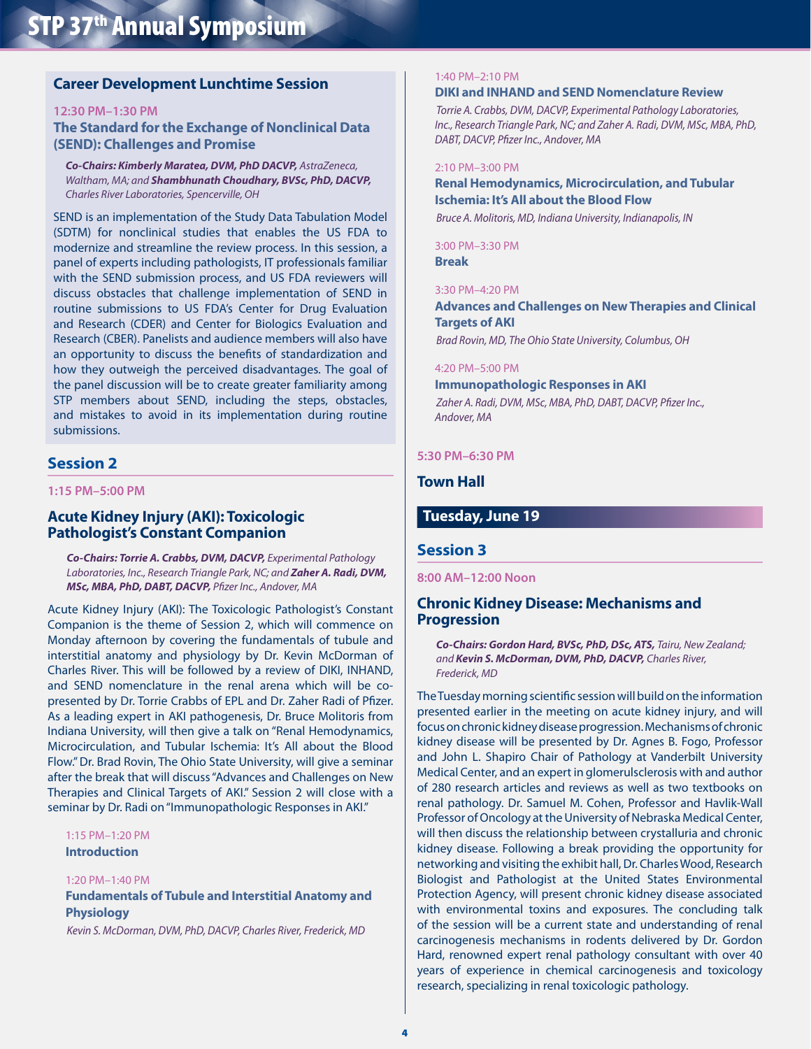## Career Development Lunchtime Session

**12:30 PM–1:30 PM**

### The Standard for the Exchange of Nonclinical Data (SEND): Challenges and Promise

***Co-Chairs: Kimberly Maratea, DVM, PhD DACVP,** AstraZeneca, Waltham, MA; and **Shambhunath Choudhary, BVSc, PhD, DACVP,** Charles River Laboratories, Spencerville, OH*

SEND is an implementation of the Study Data Tabulation Model (SDTM) for nonclinical studies that enables the US FDA to modernize and streamline the review process. In this session, a panel of experts including pathologists, IT professionals familiar with the SEND submission process, and US FDA reviewers will discuss obstacles that challenge implementation of SEND in routine submissions to US FDA's Center for Drug Evaluation and Research (CDER) and Center for Biologics Evaluation and Research (CBER). Panelists and audience members will also have an opportunity to discuss the benefits of standardization and how they outweigh the perceived disadvantages. The goal of the panel discussion will be to create greater familiarity among STP members about SEND, including the steps, obstacles, and mistakes to avoid in its implementation during routine submissions.

## Session 2

**1:15 PM–5:00 PM**

### Acute Kidney Injury (AKI): Toxicologic Pathologist's Constant Companion

***Co-Chairs: Torrie A. Crabbs, DVM, DACVP,** Experimental Pathology Laboratories, Inc., Research Triangle Park, NC; and **Zaher A. Radi, DVM, MSc, MBA, PhD, DABT, DACVP,** Pfizer Inc., Andover, MA*

Acute Kidney Injury (AKI): The Toxicologic Pathologist's Constant Companion is the theme of Session 2, which will commence on Monday afternoon by covering the fundamentals of tubule and interstitial anatomy and physiology by Dr. Kevin McDorman of Charles River. This will be followed by a review of DIKI, INHAND, and SEND nomenclature in the renal arena which will be co-presented by Dr. Torrie Crabbs of EPL and Dr. Zaher Radi of Pfizer. As a leading expert in AKI pathogenesis, Dr. Bruce Molitoris from Indiana University, will then give a talk on "Renal Hemodynamics, Microcirculation, and Tubular Ischemia: It's All about the Blood Flow." Dr. Brad Rovin, The Ohio State University, will give a seminar after the break that will discuss "Advances and Challenges on New Therapies and Clinical Targets of AKI." Session 2 will close with a seminar by Dr. Radi on "Immunopathologic Responses in AKI."

1:15 PM–1:20 PM
**Introduction**

1:20 PM–1:40 PM
**Fundamentals of Tubule and Interstitial Anatomy and Physiology**
*Kevin S. McDorman, DVM, PhD, DACVP, Charles River, Frederick, MD*

1:40 PM–2:10 PM
**DIKI and INHAND and SEND Nomenclature Review**
*Torrie A. Crabbs, DVM, DACVP, Experimental Pathology Laboratories, Inc., Research Triangle Park, NC; and Zaher A. Radi, DVM, MSc, MBA, PhD, DABT, DACVP, Pfizer Inc., Andover, MA*

2:10 PM–3:00 PM
**Renal Hemodynamics, Microcirculation, and Tubular Ischemia: It's All about the Blood Flow**
*Bruce A. Molitoris, MD, Indiana University, Indianapolis, IN*

3:00 PM–3:30 PM
**Break**

3:30 PM–4:20 PM
**Advances and Challenges on New Therapies and Clinical Targets of AKI**
*Brad Rovin, MD, The Ohio State University, Columbus, OH*

4:20 PM–5:00 PM
**Immunopathologic Responses in AKI**
*Zaher A. Radi, DVM, MSc, MBA, PhD, DABT, DACVP, Pfizer Inc., Andover, MA*

**5:30 PM–6:30 PM**

### Town Hall

## Tuesday, June 19

## Session 3

**8:00 AM–12:00 Noon**

### Chronic Kidney Disease: Mechanisms and Progression

***Co-Chairs: Gordon Hard, BVSc, PhD, DSc, ATS,** Tairu, New Zealand; and **Kevin S. McDorman, DVM, PhD, DACVP,** Charles River, Frederick, MD*

The Tuesday morning scientific session will build on the information presented earlier in the meeting on acute kidney injury, and will focus on chronic kidney disease progression. Mechanisms of chronic kidney disease will be presented by Dr. Agnes B. Fogo, Professor and John L. Shapiro Chair of Pathology at Vanderbilt University Medical Center, and an expert in glomerulsclerosis with and author of 280 research articles and reviews as well as two textbooks on renal pathology. Dr. Samuel M. Cohen, Professor and Havlik-Wall Professor of Oncology at the University of Nebraska Medical Center, will then discuss the relationship between crystalluria and chronic kidney disease. Following a break providing the opportunity for networking and visiting the exhibit hall, Dr. Charles Wood, Research Biologist and Pathologist at the United States Environmental Protection Agency, will present chronic kidney disease associated with environmental toxins and exposures. The concluding talk of the session will be a current state and understanding of renal carcinogenesis mechanisms in rodents delivered by Dr. Gordon Hard, renowned expert renal pathology consultant with over 40 years of experience in chemical carcinogenesis and toxicology research, specializing in renal toxicologic pathology.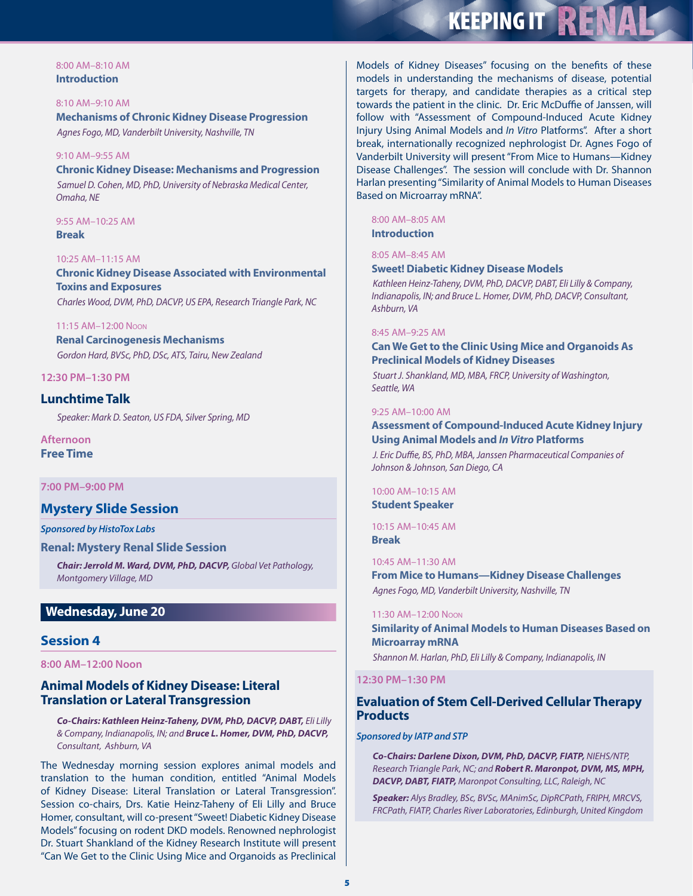8:00 AM–8:10 AM
**Introduction**

8:10 AM–9:10 AM
**Mechanisms of Chronic Kidney Disease Progression**
*Agnes Fogo, MD, Vanderbilt University, Nashville, TN*

9:10 AM–9:55 AM
**Chronic Kidney Disease: Mechanisms and Progression**
*Samuel D. Cohen, MD, PhD, University of Nebraska Medical Center, Omaha, NE*

9:55 AM–10:25 AM
**Break**

10:25 AM–11:15 AM
**Chronic Kidney Disease Associated with Environmental Toxins and Exposures**
*Charles Wood, DVM, PhD, DACVP, US EPA, Research Triangle Park, NC*

11:15 AM–12:00 Noon
**Renal Carcinogenesis Mechanisms**
*Gordon Hard, BVSc, PhD, DSc, ATS, Tairu, New Zealand*

**12:30 PM–1:30 PM**

## Lunchtime Talk

*Speaker: Mark D. Seaton, US FDA, Silver Spring, MD*

**Afternoon**
**Free Time**

**7:00 PM–9:00 PM**

## Mystery Slide Session

***Sponsored by HistoTox Labs***

### Renal: Mystery Renal Slide Session

***Chair: Jerrold M. Ward, DVM, PhD, DACVP,*** *Global Vet Pathology, Montgomery Village, MD*

## Wednesday, June 20

## Session 4

**8:00 AM–12:00 Noon**

### Animal Models of Kidney Disease: Literal Translation or Lateral Transgression

***Co-Chairs: Kathleen Heinz-Taheny, DVM, PhD, DACVP, DABT,*** *Eli Lilly & Company, Indianapolis, IN; and* ***Bruce L. Homer, DVM, PhD, DACVP,*** *Consultant, Ashburn, VA*

The Wednesday morning session explores animal models and translation to the human condition, entitled "Animal Models of Kidney Disease: Literal Translation or Lateral Transgression". Session co-chairs, Drs. Katie Heinz-Taheny of Eli Lilly and Bruce Homer, consultant, will co-present "Sweet! Diabetic Kidney Disease Models" focusing on rodent DKD models. Renowned nephrologist Dr. Stuart Shankland of the Kidney Research Institute will present "Can We Get to the Clinic Using Mice and Organoids as Preclinical Models of Kidney Diseases" focusing on the benefits of these models in understanding the mechanisms of disease, potential targets for therapy, and candidate therapies as a critical step towards the patient in the clinic. Dr. Eric McDuffie of Janssen, will follow with "Assessment of Compound-Induced Acute Kidney Injury Using Animal Models and *In Vitro* Platforms". After a short break, internationally recognized nephrologist Dr. Agnes Fogo of Vanderbilt University will present "From Mice to Humans—Kidney Disease Challenges". The session will conclude with Dr. Shannon Harlan presenting "Similarity of Animal Models to Human Diseases Based on Microarray mRNA".

8:00 AM–8:05 AM
**Introduction**

8:05 AM–8:45 AM
**Sweet! Diabetic Kidney Disease Models**
*Kathleen Heinz-Taheny, DVM, PhD, DACVP, DABT, Eli Lilly & Company, Indianapolis, IN; and Bruce L. Homer, DVM, PhD, DACVP, Consultant, Ashburn, VA*

8:45 AM–9:25 AM
**Can We Get to the Clinic Using Mice and Organoids As Preclinical Models of Kidney Diseases**
*Stuart J. Shankland, MD, MBA, FRCP, University of Washington, Seattle, WA*

9:25 AM–10:00 AM
**Assessment of Compound-Induced Acute Kidney Injury Using Animal Models and *In Vitro* Platforms**
*J. Eric Duffie, BS, PhD, MBA, Janssen Pharmaceutical Companies of Johnson & Johnson, San Diego, CA*

10:00 AM–10:15 AM
**Student Speaker**

10:15 AM–10:45 AM
**Break**

10:45 AM–11:30 AM
**From Mice to Humans—Kidney Disease Challenges**
*Agnes Fogo, MD, Vanderbilt University, Nashville, TN*

11:30 AM–12:00 Noon
**Similarity of Animal Models to Human Diseases Based on Microarray mRNA**
*Shannon M. Harlan, PhD, Eli Lilly & Company, Indianapolis, IN*

**12:30 PM–1:30 PM**

### Evaluation of Stem Cell-Derived Cellular Therapy Products

***Sponsored by IATP and STP***

***Co-Chairs: Darlene Dixon, DVM, PhD, DACVP, FIATP,*** *NIEHS/NTP, Research Triangle Park, NC; and* ***Robert R. Maronpot, DVM, MS, MPH, DACVP, DABT, FIATP,*** *Maronpot Consulting, LLC, Raleigh, NC*

***Speaker:*** *Alys Bradley, BSc, BVSc, MAnimSc, DipRCPath, FRIPH, MRCVS, FRCPath, FIATP, Charles River Laboratories, Edinburgh, United Kingdom*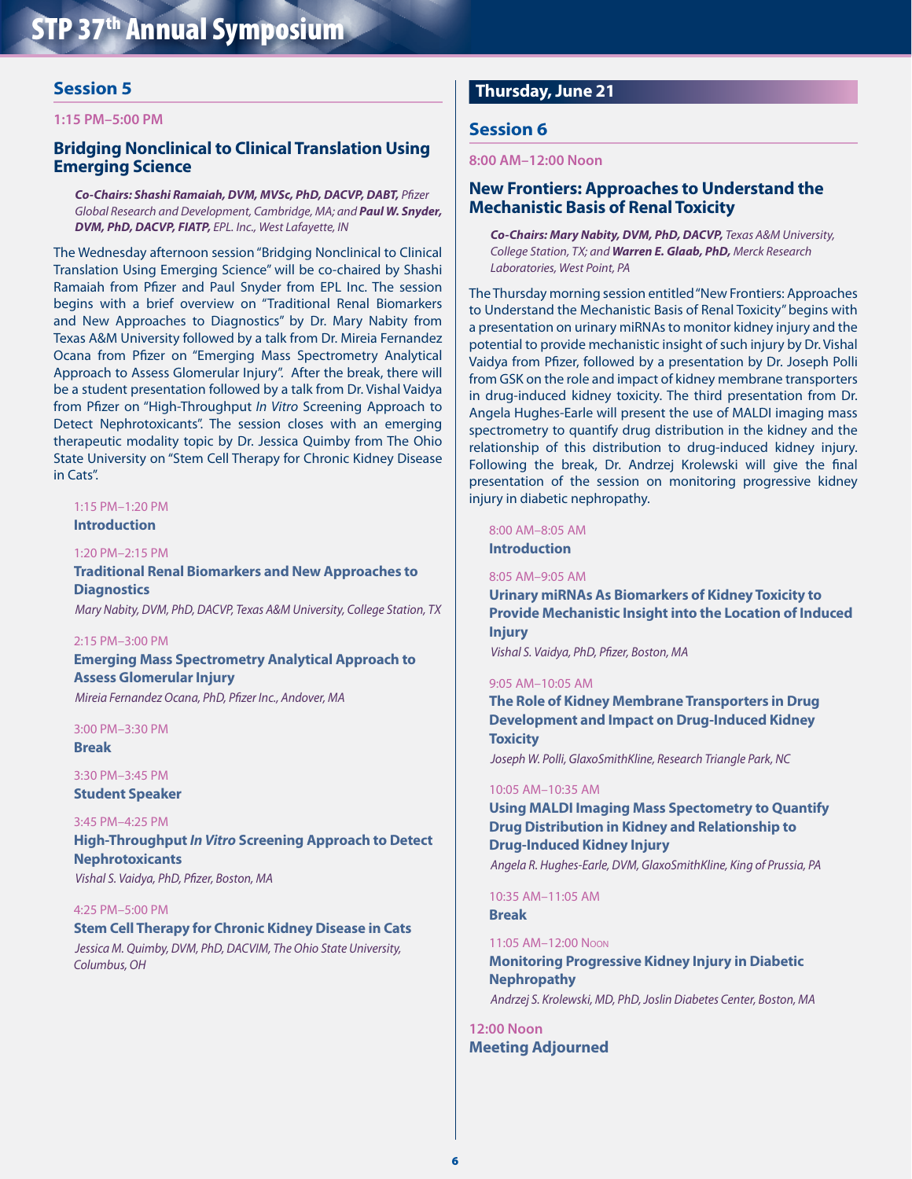## Session 5

**1:15 PM–5:00 PM**

### Bridging Nonclinical to Clinical Translation Using Emerging Science

***Co-Chairs: Shashi Ramaiah, DVM, MVSc, PhD, DACVP, DABT,*** *Pfizer Global Research and Development, Cambridge, MA; and* ***Paul W. Snyder, DVM, PhD, DACVP, FIATP,*** *EPL. Inc., West Lafayette, IN*

The Wednesday afternoon session "Bridging Nonclinical to Clinical Translation Using Emerging Science" will be co-chaired by Shashi Ramaiah from Pfizer and Paul Snyder from EPL Inc. The session begins with a brief overview on "Traditional Renal Biomarkers and New Approaches to Diagnostics" by Dr. Mary Nabity from Texas A&M University followed by a talk from Dr. Mireia Fernandez Ocana from Pfizer on "Emerging Mass Spectrometry Analytical Approach to Assess Glomerular Injury". After the break, there will be a student presentation followed by a talk from Dr. Vishal Vaidya from Pfizer on "High-Throughput *In Vitro* Screening Approach to Detect Nephrotoxicants". The session closes with an emerging therapeutic modality topic by Dr. Jessica Quimby from The Ohio State University on "Stem Cell Therapy for Chronic Kidney Disease in Cats".

1:15 PM–1:20 PM
**Introduction**

1:20 PM–2:15 PM
**Traditional Renal Biomarkers and New Approaches to Diagnostics**
*Mary Nabity, DVM, PhD, DACVP, Texas A&M University, College Station, TX*

2:15 PM–3:00 PM
**Emerging Mass Spectrometry Analytical Approach to Assess Glomerular Injury**
*Mireia Fernandez Ocana, PhD, Pfizer Inc., Andover, MA*

3:00 PM–3:30 PM
**Break**

3:30 PM–3:45 PM
**Student Speaker**

3:45 PM–4:25 PM
**High-Throughput *In Vitro* Screening Approach to Detect Nephrotoxicants**
*Vishal S. Vaidya, PhD, Pfizer, Boston, MA*

4:25 PM–5:00 PM
**Stem Cell Therapy for Chronic Kidney Disease in Cats**
*Jessica M. Quimby, DVM, PhD, DACVIM, The Ohio State University, Columbus, OH*

## Thursday, June 21

## Session 6

**8:00 AM–12:00 Noon**

### New Frontiers: Approaches to Understand the Mechanistic Basis of Renal Toxicity

***Co-Chairs: Mary Nabity, DVM, PhD, DACVP,*** *Texas A&M University, College Station, TX; and* ***Warren E. Glaab, PhD,*** *Merck Research Laboratories, West Point, PA*

The Thursday morning session entitled "New Frontiers: Approaches to Understand the Mechanistic Basis of Renal Toxicity" begins with a presentation on urinary miRNAs to monitor kidney injury and the potential to provide mechanistic insight of such injury by Dr. Vishal Vaidya from Pfizer, followed by a presentation by Dr. Joseph Polli from GSK on the role and impact of kidney membrane transporters in drug-induced kidney toxicity. The third presentation from Dr. Angela Hughes-Earle will present the use of MALDI imaging mass spectrometry to quantify drug distribution in the kidney and the relationship of this distribution to drug-induced kidney injury. Following the break, Dr. Andrzej Krolewski will give the final presentation of the session on monitoring progressive kidney injury in diabetic nephropathy.

8:00 AM–8:05 AM
**Introduction**

8:05 AM–9:05 AM
**Urinary miRNAs As Biomarkers of Kidney Toxicity to Provide Mechanistic Insight into the Location of Induced Injury**
*Vishal S. Vaidya, PhD, Pfizer, Boston, MA*

9:05 AM–10:05 AM
**The Role of Kidney Membrane Transporters in Drug Development and Impact on Drug-Induced Kidney Toxicity**
*Joseph W. Polli, GlaxoSmithKline, Research Triangle Park, NC*

10:05 AM–10:35 AM
**Using MALDI Imaging Mass Spectrometry to Quantify Drug Distribution in Kidney and Relationship to Drug-Induced Kidney Injury**
*Angela R. Hughes-Earle, DVM, GlaxoSmithKline, King of Prussia, PA*

10:35 AM–11:05 AM
**Break**

11:05 AM–12:00 Noon
**Monitoring Progressive Kidney Injury in Diabetic Nephropathy**
*Andrzej S. Krolewski, MD, PhD, Joslin Diabetes Center, Boston, MA*

**12:00 Noon**
**Meeting Adjourned**